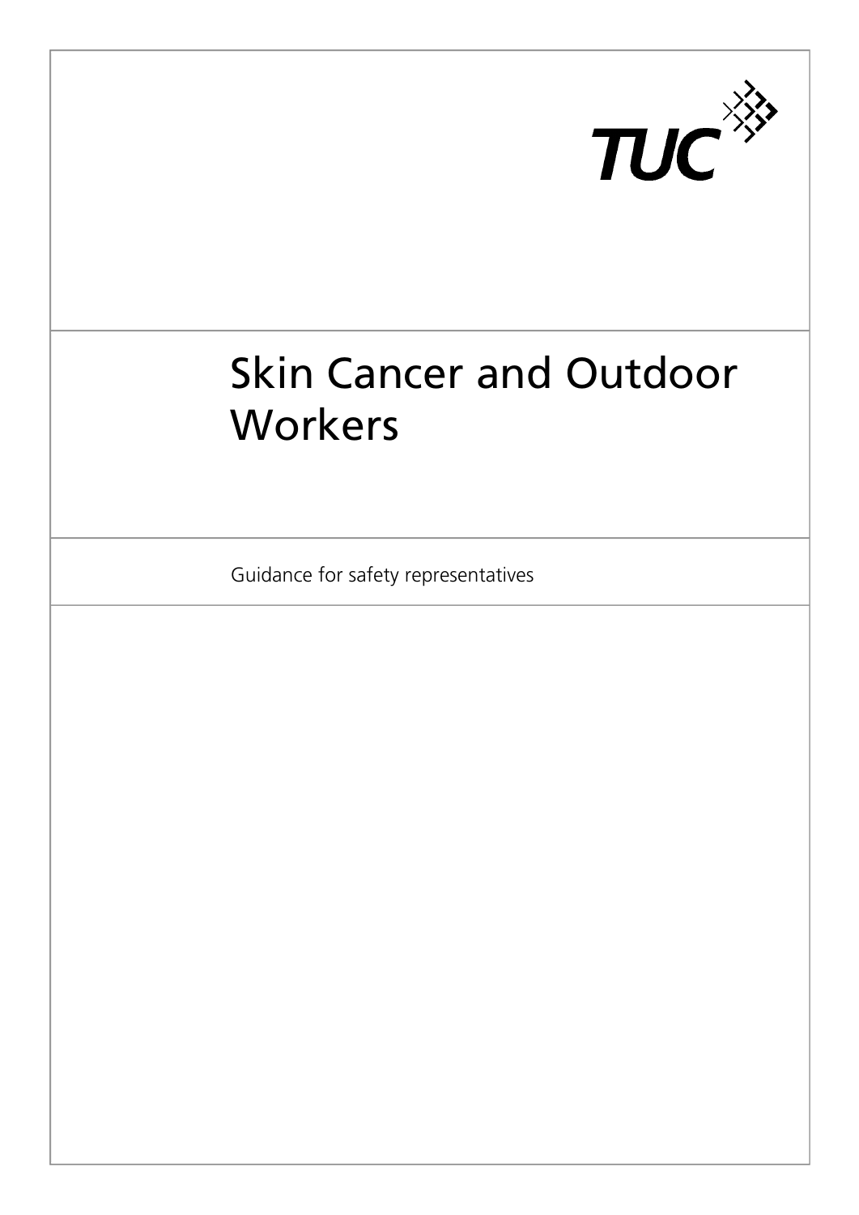TUC

# Skin Cancer and Outdoor Workers

Guidance for safety representatives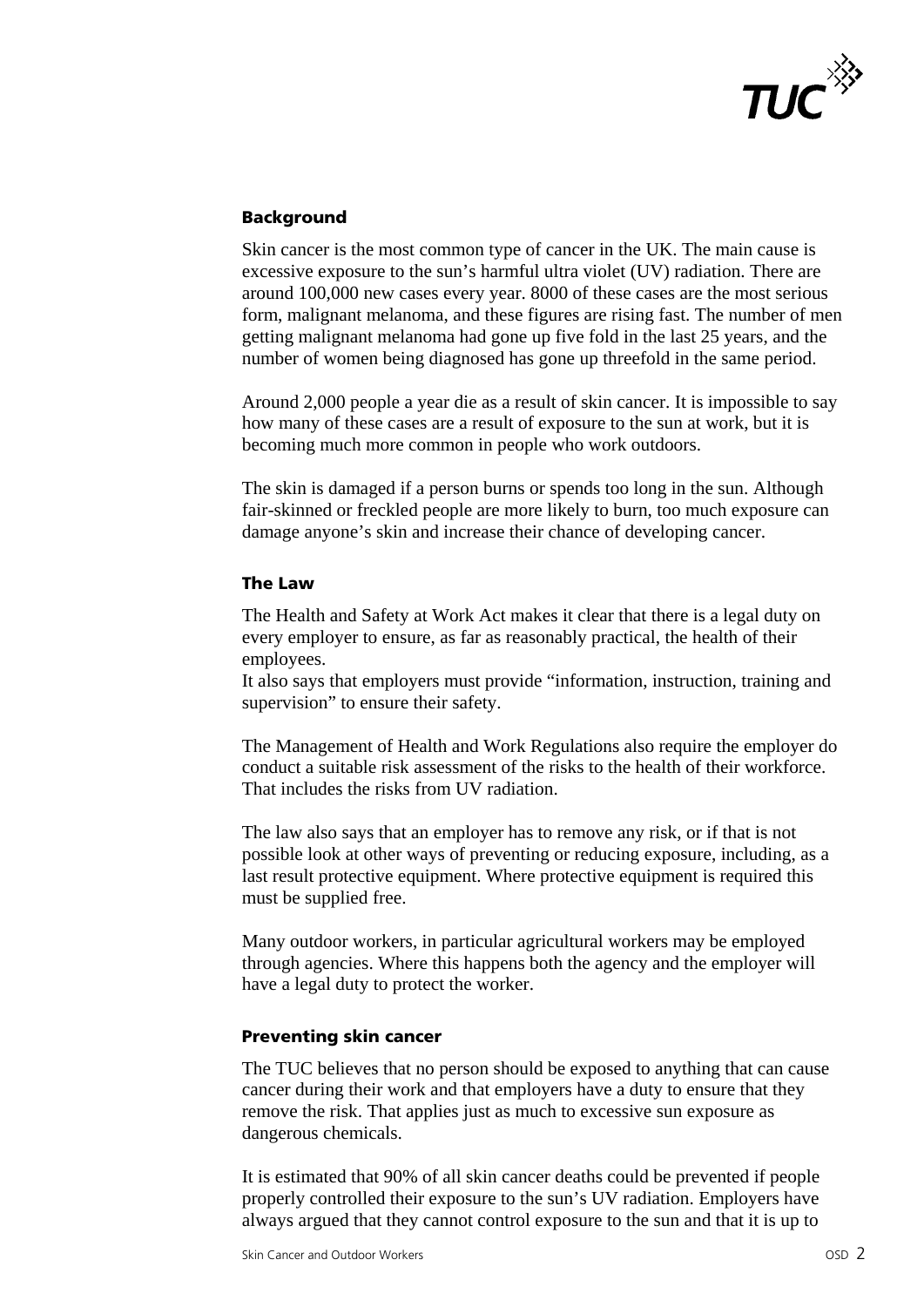## Background

Skin cancer is the most common type of cancer in the UK. The main cause is excessive exposure to the sun's harmful ultra violet (UV) radiation. There are around 100,000 new cases every year. 8000 of these cases are the most serious form, malignant melanoma, and these figures are rising fast. The number of men getting malignant melanoma had gone up five fold in the last 25 years, and the number of women being diagnosed has gone up threefold in the same period.

Around 2,000 people a year die as a result of skin cancer. It is impossible to say how many of these cases are a result of exposure to the sun at work, but it is becoming much more common in people who work outdoors.

The skin is damaged if a person burns or spends too long in the sun. Although fair-skinned or freckled people are more likely to burn, too much exposure can damage anyone's skin and increase their chance of developing cancer.

## The Law

The Health and Safety at Work Act makes it clear that there is a legal duty on every employer to ensure, as far as reasonably practical, the health of their employees.
It also says that employers must provide "information, instruction, training and supervision" to ensure their safety.

The Management of Health and Work Regulations also require the employer do conduct a suitable risk assessment of the risks to the health of their workforce. That includes the risks from UV radiation.

The law also says that an employer has to remove any risk, or if that is not possible look at other ways of preventing or reducing exposure, including, as a last result protective equipment. Where protective equipment is required this must be supplied free.

Many outdoor workers, in particular agricultural workers may be employed through agencies. Where this happens both the agency and the employer will have a legal duty to protect the worker.

## Preventing skin cancer

The TUC believes that no person should be exposed to anything that can cause cancer during their work and that employers have a duty to ensure that they remove the risk. That applies just as much to excessive sun exposure as dangerous chemicals.

It is estimated that 90% of all skin cancer deaths could be prevented if people properly controlled their exposure to the sun's UV radiation. Employers have always argued that they cannot control exposure to the sun and that it is up to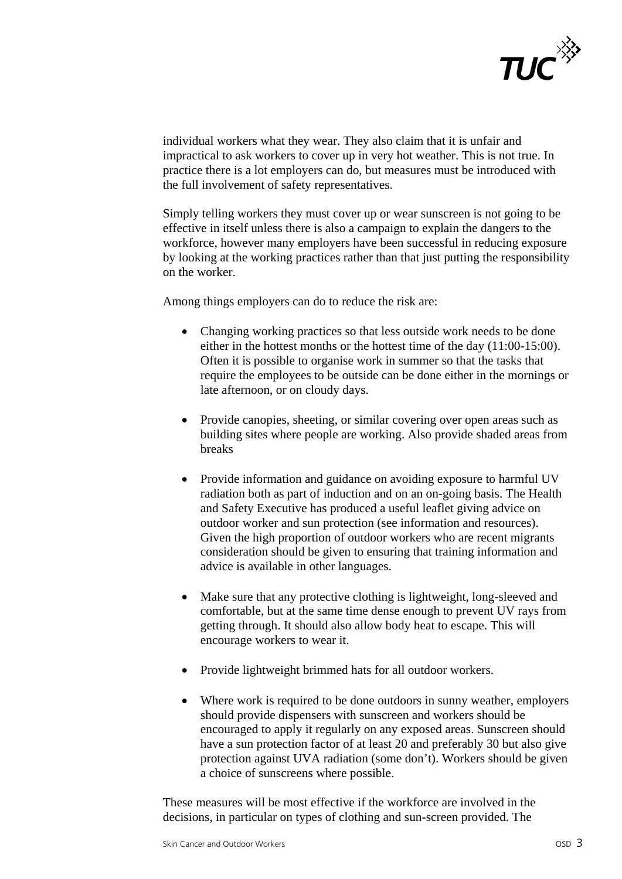individual workers what they wear. They also claim that it is unfair and impractical to ask workers to cover up in very hot weather. This is not true. In practice there is a lot employers can do, but measures must be introduced with the full involvement of safety representatives.

Simply telling workers they must cover up or wear sunscreen is not going to be effective in itself unless there is also a campaign to explain the dangers to the workforce, however many employers have been successful in reducing exposure by looking at the working practices rather than that just putting the responsibility on the worker.

Among things employers can do to reduce the risk are:

- Changing working practices so that less outside work needs to be done either in the hottest months or the hottest time of the day (11:00-15:00). Often it is possible to organise work in summer so that the tasks that require the employees to be outside can be done either in the mornings or late afternoon, or on cloudy days.

- Provide canopies, sheeting, or similar covering over open areas such as building sites where people are working. Also provide shaded areas from breaks

- Provide information and guidance on avoiding exposure to harmful UV radiation both as part of induction and on an on-going basis. The Health and Safety Executive has produced a useful leaflet giving advice on outdoor worker and sun protection (see information and resources). Given the high proportion of outdoor workers who are recent migrants consideration should be given to ensuring that training information and advice is available in other languages.

- Make sure that any protective clothing is lightweight, long-sleeved and comfortable, but at the same time dense enough to prevent UV rays from getting through. It should also allow body heat to escape. This will encourage workers to wear it.

- Provide lightweight brimmed hats for all outdoor workers.

- Where work is required to be done outdoors in sunny weather, employers should provide dispensers with sunscreen and workers should be encouraged to apply it regularly on any exposed areas. Sunscreen should have a sun protection factor of at least 20 and preferably 30 but also give protection against UVA radiation (some don't). Workers should be given a choice of sunscreens where possible.

These measures will be most effective if the workforce are involved in the decisions, in particular on types of clothing and sun-screen provided. The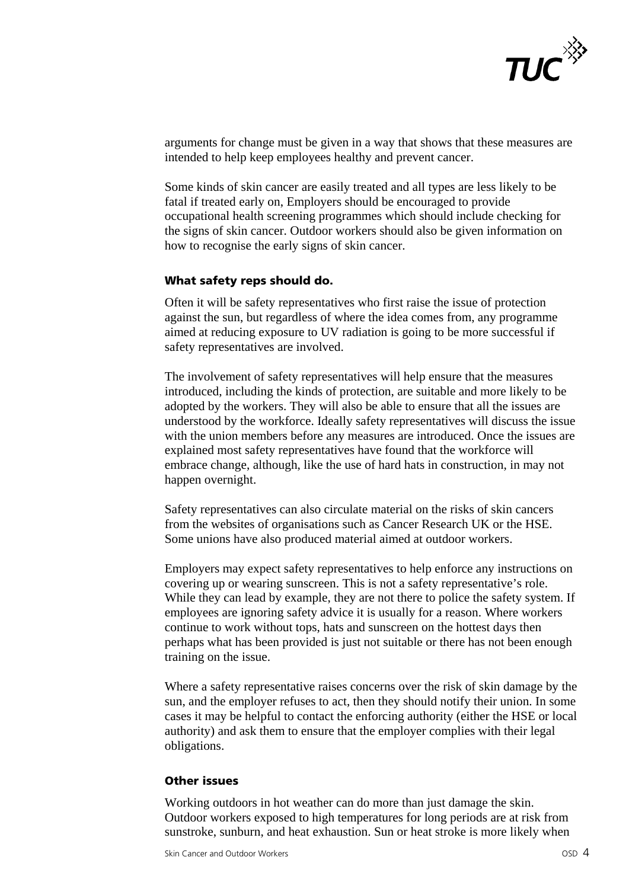arguments for change must be given in a way that shows that these measures are intended to help keep employees healthy and prevent cancer.

Some kinds of skin cancer are easily treated and all types are less likely to be fatal if treated early on, Employers should be encouraged to provide occupational health screening programmes which should include checking for the signs of skin cancer. Outdoor workers should also be given information on how to recognise the early signs of skin cancer.

### What safety reps should do.

Often it will be safety representatives who first raise the issue of protection against the sun, but regardless of where the idea comes from, any programme aimed at reducing exposure to UV radiation is going to be more successful if safety representatives are involved.

The involvement of safety representatives will help ensure that the measures introduced, including the kinds of protection, are suitable and more likely to be adopted by the workers. They will also be able to ensure that all the issues are understood by the workforce. Ideally safety representatives will discuss the issue with the union members before any measures are introduced. Once the issues are explained most safety representatives have found that the workforce will embrace change, although, like the use of hard hats in construction, in may not happen overnight.

Safety representatives can also circulate material on the risks of skin cancers from the websites of organisations such as Cancer Research UK or the HSE. Some unions have also produced material aimed at outdoor workers.

Employers may expect safety representatives to help enforce any instructions on covering up or wearing sunscreen. This is not a safety representative's role. While they can lead by example, they are not there to police the safety system. If employees are ignoring safety advice it is usually for a reason. Where workers continue to work without tops, hats and sunscreen on the hottest days then perhaps what has been provided is just not suitable or there has not been enough training on the issue.

Where a safety representative raises concerns over the risk of skin damage by the sun, and the employer refuses to act, then they should notify their union. In some cases it may be helpful to contact the enforcing authority (either the HSE or local authority) and ask them to ensure that the employer complies with their legal obligations.

### Other issues

Working outdoors in hot weather can do more than just damage the skin. Outdoor workers exposed to high temperatures for long periods are at risk from sunstroke, sunburn, and heat exhaustion. Sun or heat stroke is more likely when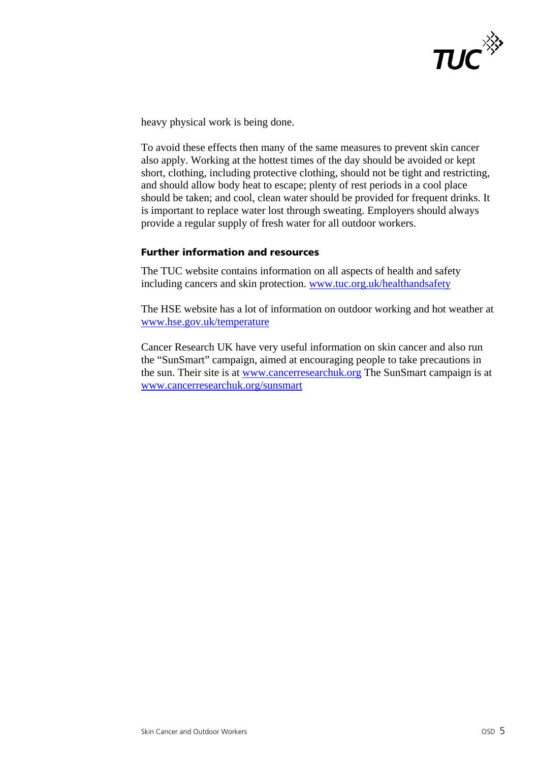heavy physical work is being done.

To avoid these effects then many of the same measures to prevent skin cancer also apply. Working at the hottest times of the day should be avoided or kept short, clothing, including protective clothing, should not be tight and restricting, and should allow body heat to escape; plenty of rest periods in a cool place should be taken; and cool, clean water should be provided for frequent drinks. It is important to replace water lost through sweating. Employers should always provide a regular supply of fresh water for all outdoor workers.

### Further information and resources

The TUC website contains information on all aspects of health and safety including cancers and skin protection. www.tuc.org.uk/healthandsafety

The HSE website has a lot of information on outdoor working and hot weather at www.hse.gov.uk/temperature

Cancer Research UK have very useful information on skin cancer and also run the "SunSmart" campaign, aimed at encouraging people to take precautions in the sun. Their site is at www.cancerresearchuk.org The SunSmart campaign is at www.cancerresearchuk.org/sunsmart